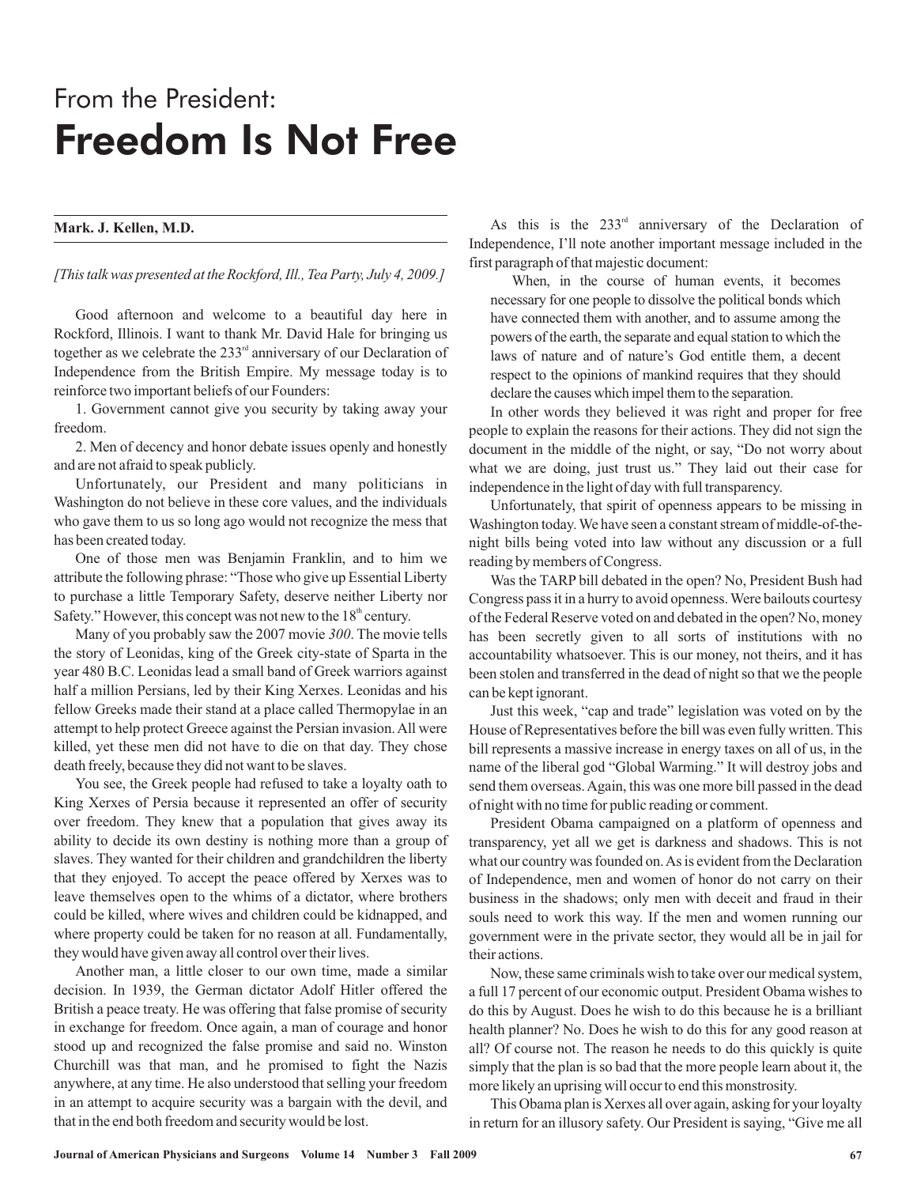# From the President:
# Freedom Is Not Free

**Mark. J. Kellen, M.D.**

*[This talk was presented at the Rockford, Ill., Tea Party, July 4, 2009.]*

Good afternoon and welcome to a beautiful day here in Rockford, Illinois. I want to thank Mr. David Hale for bringing us together as we celebrate the 233rd anniversary of our Declaration of Independence from the British Empire. My message today is to reinforce two important beliefs of our Founders:

1. Government cannot give you security by taking away your freedom.

2. Men of decency and honor debate issues openly and honestly and are not afraid to speak publicly.

Unfortunately, our President and many politicians in Washington do not believe in these core values, and the individuals who gave them to us so long ago would not recognize the mess that has been created today.

One of those men was Benjamin Franklin, and to him we attribute the following phrase: "Those who give up Essential Liberty to purchase a little Temporary Safety, deserve neither Liberty nor Safety." However, this concept was not new to the 18th century.

Many of you probably saw the 2007 movie *300*. The movie tells the story of Leonidas, king of the Greek city-state of Sparta in the year 480 B.C. Leonidas lead a small band of Greek warriors against half a million Persians, led by their King Xerxes. Leonidas and his fellow Greeks made their stand at a place called Thermopylae in an attempt to help protect Greece against the Persian invasion. All were killed, yet these men did not have to die on that day. They chose death freely, because they did not want to be slaves.

You see, the Greek people had refused to take a loyalty oath to King Xerxes of Persia because it represented an offer of security over freedom. They knew that a population that gives away its ability to decide its own destiny is nothing more than a group of slaves. They wanted for their children and grandchildren the liberty that they enjoyed. To accept the peace offered by Xerxes was to leave themselves open to the whims of a dictator, where brothers could be killed, where wives and children could be kidnapped, and where property could be taken for no reason at all. Fundamentally, they would have given away all control over their lives.

Another man, a little closer to our own time, made a similar decision. In 1939, the German dictator Adolf Hitler offered the British a peace treaty. He was offering that false promise of security in exchange for freedom. Once again, a man of courage and honor stood up and recognized the false promise and said no. Winston Churchill was that man, and he promised to fight the Nazis anywhere, at any time. He also understood that selling your freedom in an attempt to acquire security was a bargain with the devil, and that in the end both freedom and security would be lost.

As this is the 233rd anniversary of the Declaration of Independence, I'll note another important message included in the first paragraph of that majestic document:

> When, in the course of human events, it becomes necessary for one people to dissolve the political bonds which have connected them with another, and to assume among the powers of the earth, the separate and equal station to which the laws of nature and of nature's God entitle them, a decent respect to the opinions of mankind requires that they should declare the causes which impel them to the separation.

In other words they believed it was right and proper for free people to explain the reasons for their actions. They did not sign the document in the middle of the night, or say, "Do not worry about what we are doing, just trust us." They laid out their case for independence in the light of day with full transparency.

Unfortunately, that spirit of openness appears to be missing in Washington today. We have seen a constant stream of middle-of-the-night bills being voted into law without any discussion or a full reading by members of Congress.

Was the TARP bill debated in the open? No, President Bush had Congress pass it in a hurry to avoid openness. Were bailouts courtesy of the Federal Reserve voted on and debated in the open? No, money has been secretly given to all sorts of institutions with no accountability whatsoever. This is our money, not theirs, and it has been stolen and transferred in the dead of night so that we the people can be kept ignorant.

Just this week, "cap and trade" legislation was voted on by the House of Representatives before the bill was even fully written. This bill represents a massive increase in energy taxes on all of us, in the name of the liberal god "Global Warming." It will destroy jobs and send them overseas. Again, this was one more bill passed in the dead of night with no time for public reading or comment.

President Obama campaigned on a platform of openness and transparency, yet all we get is darkness and shadows. This is not what our country was founded on. As is evident from the Declaration of Independence, men and women of honor do not carry on their business in the shadows; only men with deceit and fraud in their souls need to work this way. If the men and women running our government were in the private sector, they would all be in jail for their actions.

Now, these same criminals wish to take over our medical system, a full 17 percent of our economic output. President Obama wishes to do this by August. Does he wish to do this because he is a brilliant health planner? No. Does he wish to do this for any good reason at all? Of course not. The reason he needs to do this quickly is quite simply that the plan is so bad that the more people learn about it, the more likely an uprising will occur to end this monstrosity.

This Obama plan is Xerxes all over again, asking for your loyalty in return for an illusory safety. Our President is saying, "Give me all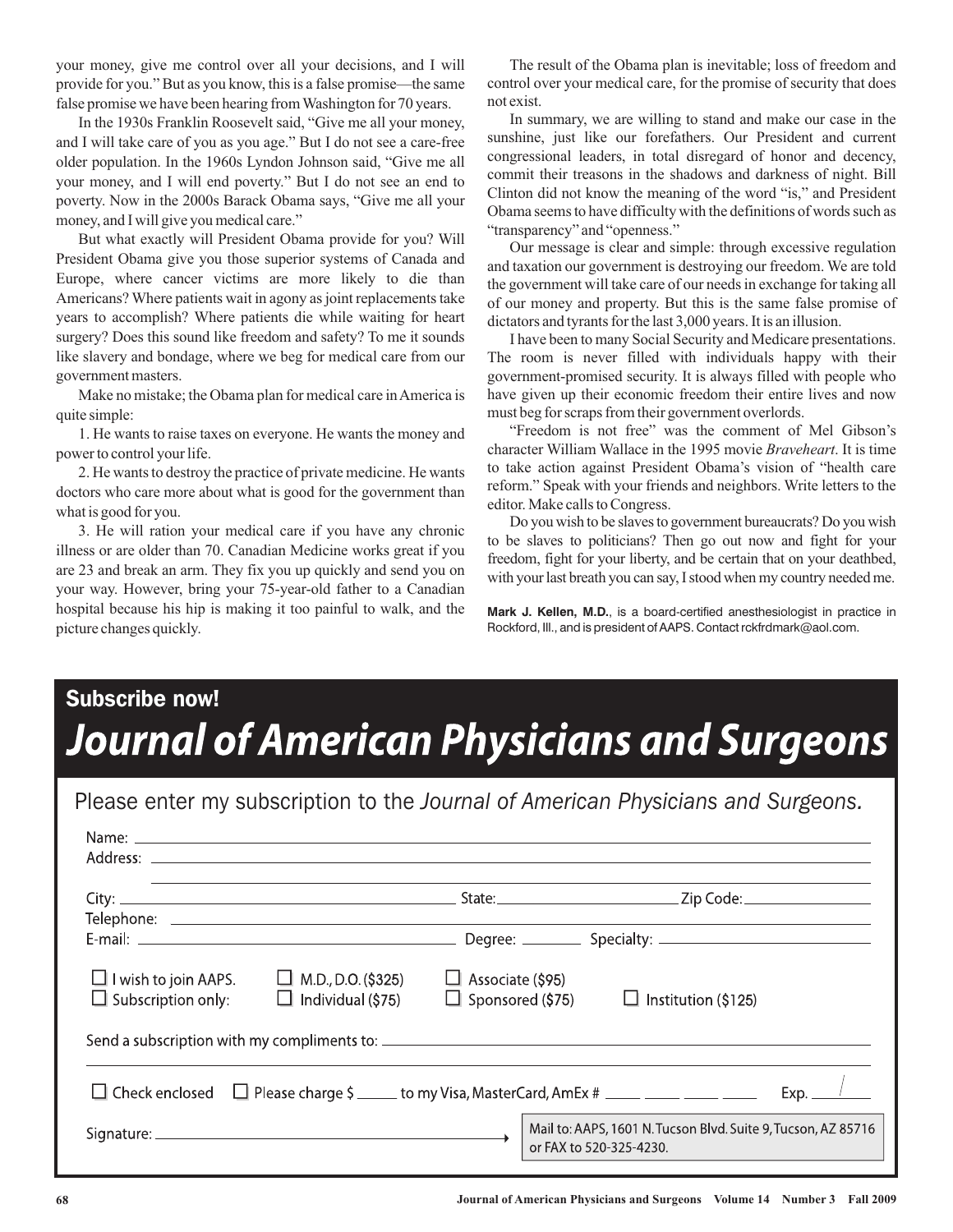your money, give me control over all your decisions, and I will provide for you." But as you know, this is a false promise—the same false promise we have been hearing from Washington for 70 years.

In the 1930s Franklin Roosevelt said, "Give me all your money, and I will take care of you as you age." But I do not see a care-free older population. In the 1960s Lyndon Johnson said, "Give me all your money, and I will end poverty." But I do not see an end to poverty. Now in the 2000s Barack Obama says, "Give me all your money, and I will give you medical care."

But what exactly will President Obama provide for you? Will President Obama give you those superior systems of Canada and Europe, where cancer victims are more likely to die than Americans? Where patients wait in agony as joint replacements take years to accomplish? Where patients die while waiting for heart surgery? Does this sound like freedom and safety? To me it sounds like slavery and bondage, where we beg for medical care from our government masters.

Make no mistake; the Obama plan for medical care in America is quite simple:

1. He wants to raise taxes on everyone. He wants the money and power to control your life.

2. He wants to destroy the practice of private medicine. He wants doctors who care more about what is good for the government than what is good for you.

3. He will ration your medical care if you have any chronic illness or are older than 70. Canadian Medicine works great if you are 23 and break an arm. They fix you up quickly and send you on your way. However, bring your 75-year-old father to a Canadian hospital because his hip is making it too painful to walk, and the picture changes quickly.

The result of the Obama plan is inevitable; loss of freedom and control over your medical care, for the promise of security that does not exist.

In summary, we are willing to stand and make our case in the sunshine, just like our forefathers. Our President and current congressional leaders, in total disregard of honor and decency, commit their treasons in the shadows and darkness of night. Bill Clinton did not know the meaning of the word "is," and President Obama seems to have difficulty with the definitions of words such as "transparency" and "openness."

Our message is clear and simple: through excessive regulation and taxation our government is destroying our freedom. We are told the government will take care of our needs in exchange for taking all of our money and property. But this is the same false promise of dictators and tyrants for the last 3,000 years. It is an illusion.

I have been to many Social Security and Medicare presentations. The room is never filled with individuals happy with their government-promised security. It is always filled with people who have given up their economic freedom their entire lives and now must beg for scraps from their government overlords.

"Freedom is not free" was the comment of Mel Gibson's character William Wallace in the 1995 movie *Braveheart*. It is time to take action against President Obama's vision of "health care reform." Speak with your friends and neighbors. Write letters to the editor. Make calls to Congress.

Do you wish to be slaves to government bureaucrats? Do you wish to be slaves to politicians? Then go out now and fight for your freedom, fight for your liberty, and be certain that on your deathbed, with your last breath you can say, I stood when my country needed me.

**Mark J. Kellen, M.D.**, is a board-certified anesthesiologist in practice in Rockford, Ill., and is president of AAPS. Contact rckfrdmark@aol.com.

## Subscribe now!

# *Journal of American Physicians and Surgeons*

Please enter my subscription to the *Journal of American Physicians and Surgeons.*

Name: ______________________________

Address: ______________________________

City: ______________ State: ______________ Zip Code: ______________

Telephone: ______________________________

E-mail: ______________ Degree: ________ Specialty: ______________

☐ I wish to join AAPS. ☐ M.D., D.O. ($325) ☐ Associate ($95)

☐ Subscription only: ☐ Individual ($75) ☐ Sponsored ($75) ☐ Institution ($125)

Send a subscription with my compliments to: ______________________________

☐ Check enclosed ☐ Please charge $ _____ to my Visa, MasterCard, AmEx # ____ ____ ____ ____ Exp. ___/___

Signature: ______________________________

Mail to: AAPS, 1601 N. Tucson Blvd. Suite 9, Tucson, AZ 85716 or FAX to 520-325-4230.